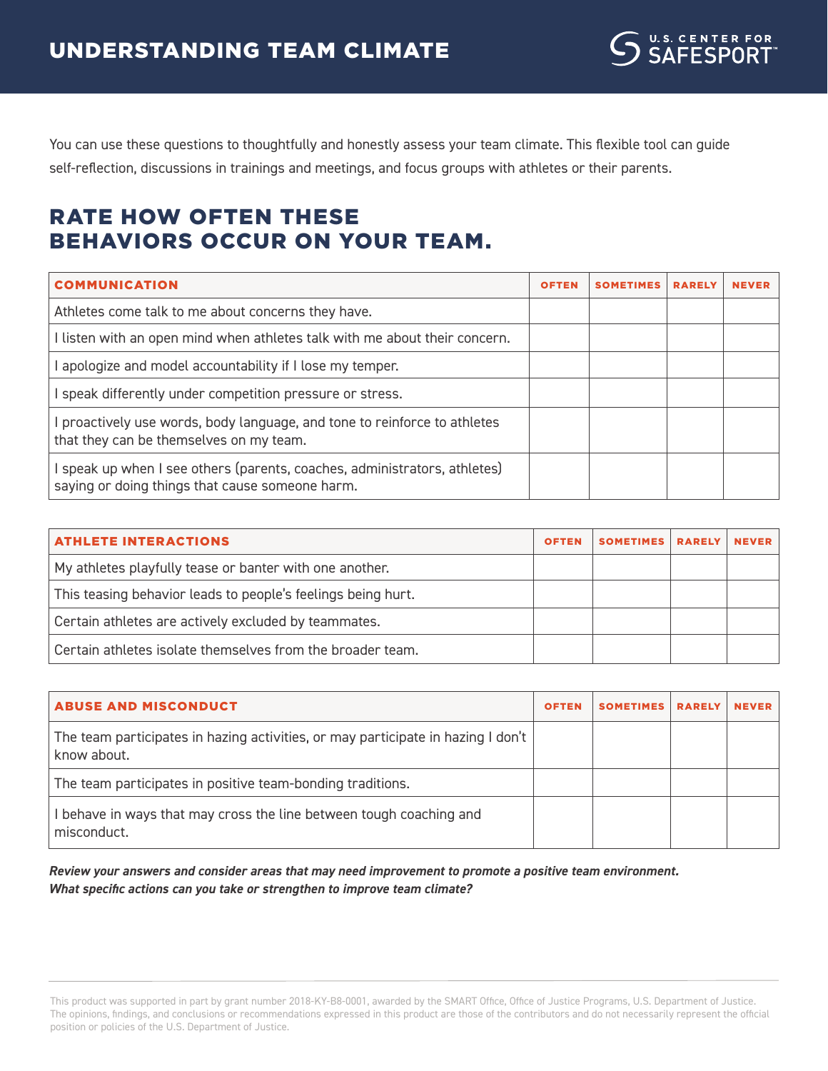# UNDERSTANDING TEAM CLIMATE

U.S. CENTER FOR SAFESPORT™

You can use these questions to thoughtfully and honestly assess your team climate. This flexible tool can guide self-reflection, discussions in trainings and meetings, and focus groups with athletes or their parents.

## RATE HOW OFTEN THESE BEHAVIORS OCCUR ON YOUR TEAM.

| COMMUNICATION | OFTEN | SOMETIMES | RARELY | NEVER |
|---|---|---|---|---|
| Athletes come talk to me about concerns they have. | | | | |
| I listen with an open mind when athletes talk with me about their concern. | | | | |
| I apologize and model accountability if I lose my temper. | | | | |
| I speak differently under competition pressure or stress. | | | | |
| I proactively use words, body language, and tone to reinforce to athletes that they can be themselves on my team. | | | | |
| I speak up when I see others (parents, coaches, administrators, athletes) saying or doing things that cause someone harm. | | | | |

| ATHLETE INTERACTIONS | OFTEN | SOMETIMES | RARELY | NEVER |
|---|---|---|---|---|
| My athletes playfully tease or banter with one another. | | | | |
| This teasing behavior leads to people's feelings being hurt. | | | | |
| Certain athletes are actively excluded by teammates. | | | | |
| Certain athletes isolate themselves from the broader team. | | | | |

| ABUSE AND MISCONDUCT | OFTEN | SOMETIMES | RARELY | NEVER |
|---|---|---|---|---|
| The team participates in hazing activities, or may participate in hazing I don't know about. | | | | |
| The team participates in positive team-bonding traditions. | | | | |
| I behave in ways that may cross the line between tough coaching and misconduct. | | | | |

***Review your answers and consider areas that may need improvement to promote a positive team environment. What specific actions can you take or strengthen to improve team climate?***

This product was supported in part by grant number 2018-KY-B8-0001, awarded by the SMART Office, Office of Justice Programs, U.S. Department of Justice. The opinions, findings, and conclusions or recommendations expressed in this product are those of the contributors and do not necessarily represent the official position or policies of the U.S. Department of Justice.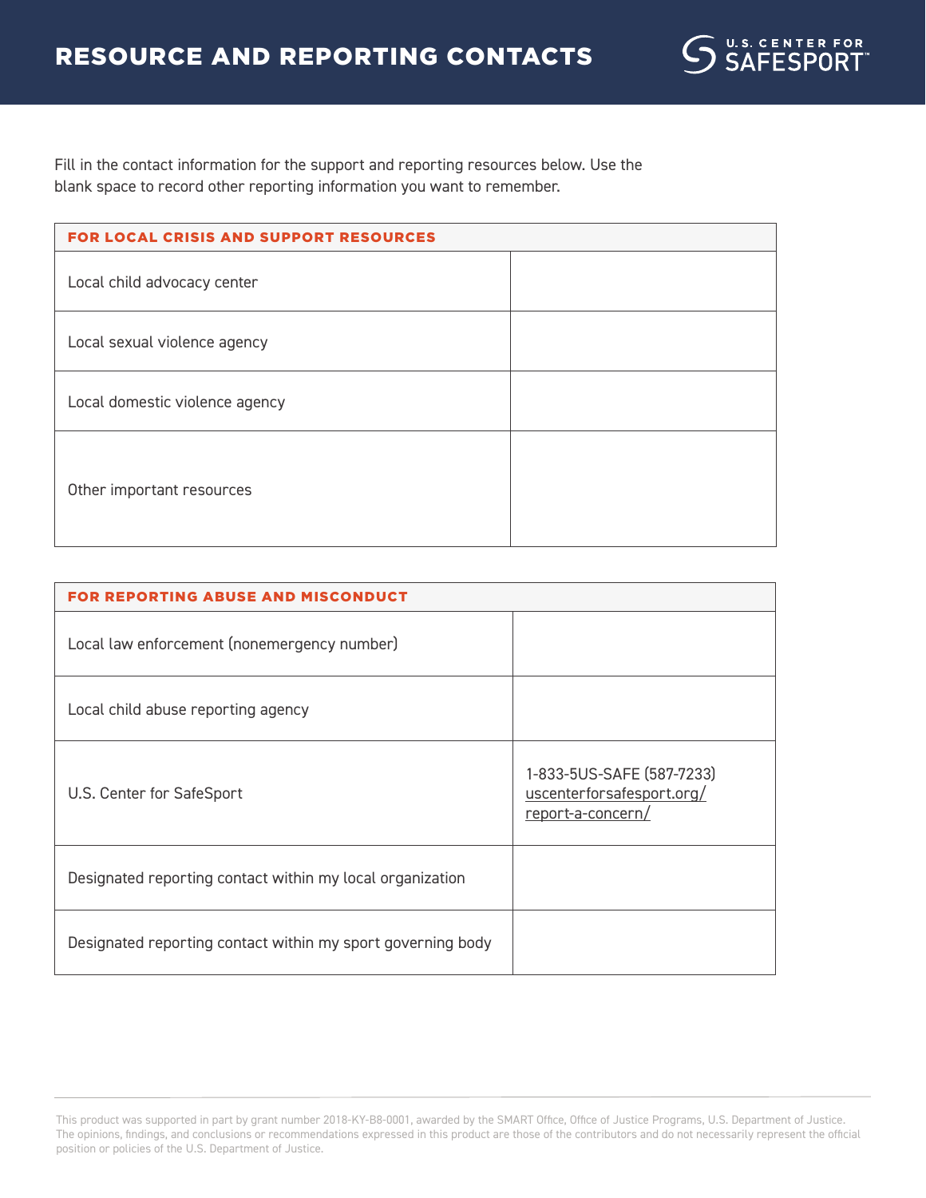# RESOURCE AND REPORTING CONTACTS

U.S. CENTER FOR SAFESPORT™

Fill in the contact information for the support and reporting resources below. Use the blank space to record other reporting information you want to remember.

| FOR LOCAL CRISIS AND SUPPORT RESOURCES | |
|---|---|
| Local child advocacy center | |
| Local sexual violence agency | |
| Local domestic violence agency | |
| Other important resources | |

| FOR REPORTING ABUSE AND MISCONDUCT | |
|---|---|
| Local law enforcement (nonemergency number) | |
| Local child abuse reporting agency | |
| U.S. Center for SafeSport | 1-833-5US-SAFE (587-7233) uscenterforsafesport.org/report-a-concern/ |
| Designated reporting contact within my local organization | |
| Designated reporting contact within my sport governing body | |

This product was supported in part by grant number 2018-KY-B8-0001, awarded by the SMART Office, Office of Justice Programs, U.S. Department of Justice. The opinions, findings, and conclusions or recommendations expressed in this product are those of the contributors and do not necessarily represent the official position or policies of the U.S. Department of Justice.